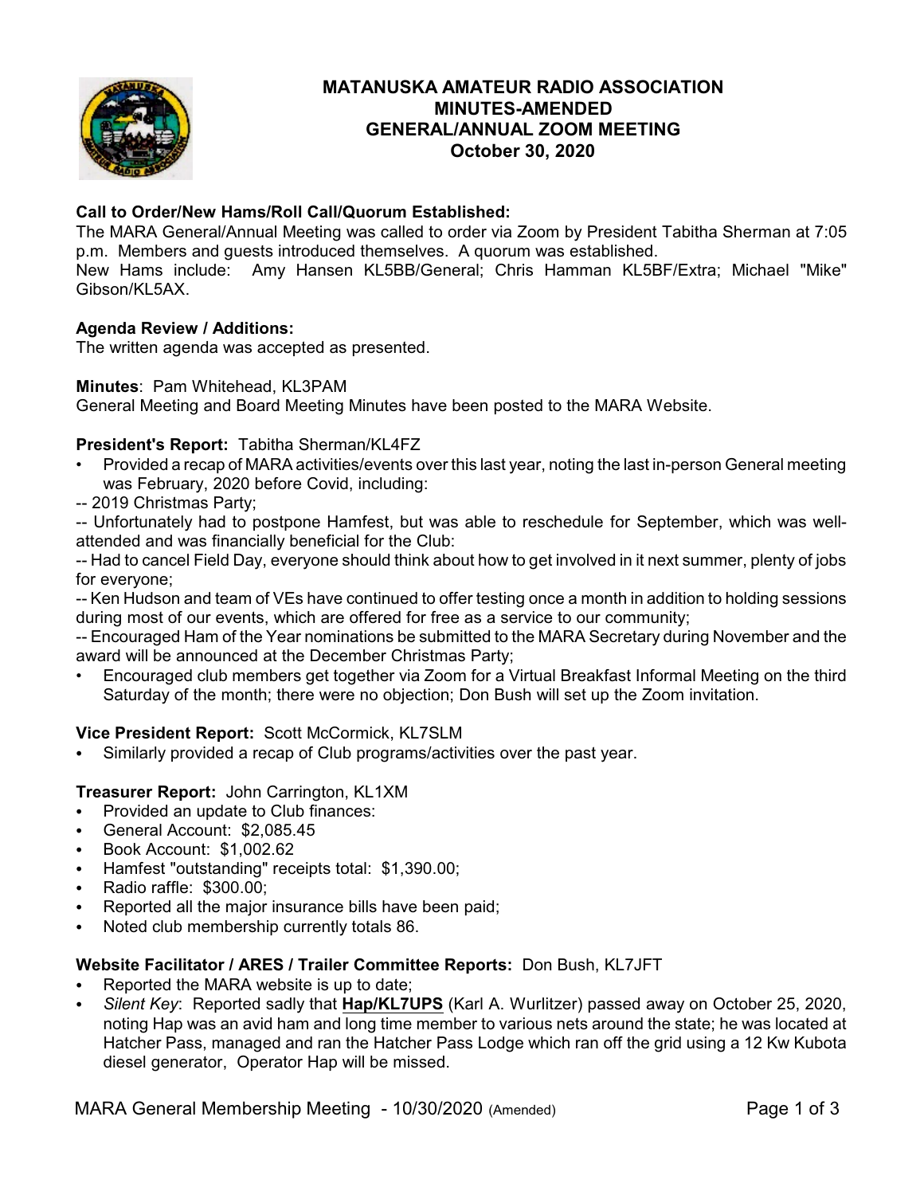# MATANUSKA AMATEUR RADIO ASSOCIATION
## MINUTES-AMENDED
## GENERAL/ANNUAL ZOOM MEETING
## October 30, 2020

**Call to Order/New Hams/Roll Call/Quorum Established:**
The MARA General/Annual Meeting was called to order via Zoom by President Tabitha Sherman at 7:05 p.m. Members and guests introduced themselves. A quorum was established.
New Hams include: Amy Hansen KL5BB/General; Chris Hamman KL5BF/Extra; Michael "Mike" Gibson/KL5AX.

**Agenda Review / Additions:**
The written agenda was accepted as presented.

**Minutes**: Pam Whitehead, KL3PAM
General Meeting and Board Meeting Minutes have been posted to the MARA Website.

**President's Report:** Tabitha Sherman/KL4FZ
- Provided a recap of MARA activities/events over this last year, noting the last in-person General meeting was February, 2020 before Covid, including:

-- 2019 Christmas Party;
-- Unfortunately had to postpone Hamfest, but was able to reschedule for September, which was well-attended and was financially beneficial for the Club:
-- Had to cancel Field Day, everyone should think about how to get involved in it next summer, plenty of jobs for everyone;
-- Ken Hudson and team of VEs have continued to offer testing once a month in addition to holding sessions during most of our events, which are offered for free as a service to our community;
-- Encouraged Ham of the Year nominations be submitted to the MARA Secretary during November and the award will be announced at the December Christmas Party;

- Encouraged club members get together via Zoom for a Virtual Breakfast Informal Meeting on the third Saturday of the month; there were no objection; Don Bush will set up the Zoom invitation.

**Vice President Report:** Scott McCormick, KL7SLM
- Similarly provided a recap of Club programs/activities over the past year.

**Treasurer Report:** John Carrington, KL1XM
- Provided an update to Club finances:
- General Account: $2,085.45
- Book Account: $1,002.62
- Hamfest "outstanding" receipts total: $1,390.00;
- Radio raffle: $300.00;
- Reported all the major insurance bills have been paid;
- Noted club membership currently totals 86.

**Website Facilitator / ARES / Trailer Committee Reports:** Don Bush, KL7JFT
- Reported the MARA website is up to date;
- *Silent Key*: Reported sadly that **Hap/KL7UPS** (Karl A. Wurlitzer) passed away on October 25, 2020, noting Hap was an avid ham and long time member to various nets around the state; he was located at Hatcher Pass, managed and ran the Hatcher Pass Lodge which ran off the grid using a 12 Kw Kubota diesel generator, Operator Hap will be missed.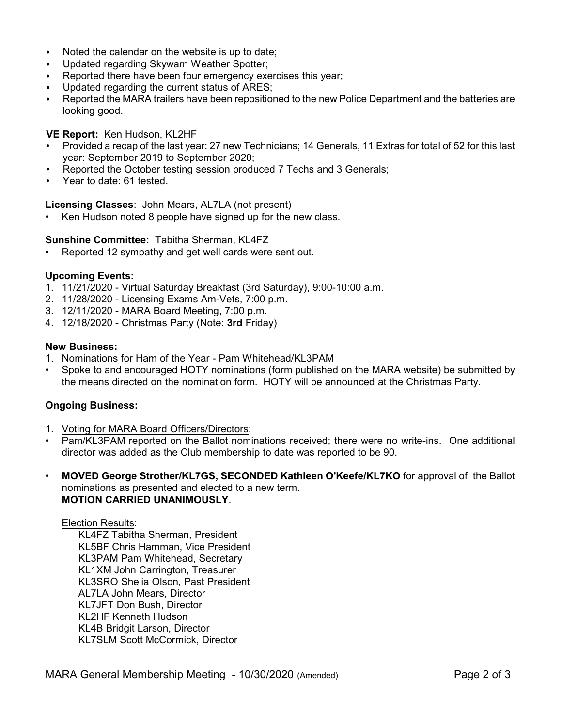- Noted the calendar on the website is up to date;
- Updated regarding Skywarn Weather Spotter;
- Reported there have been four emergency exercises this year;
- Updated regarding the current status of ARES;
- Reported the MARA trailers have been repositioned to the new Police Department and the batteries are looking good.

**VE Report:** Ken Hudson, KL2HF

- Provided a recap of the last year: 27 new Technicians; 14 Generals, 11 Extras for total of 52 for this last year: September 2019 to September 2020;
- Reported the October testing session produced 7 Techs and 3 Generals;
- Year to date: 61 tested.

**Licensing Classes**: John Mears, AL7LA (not present)

- Ken Hudson noted 8 people have signed up for the new class.

**Sunshine Committee:** Tabitha Sherman, KL4FZ

- Reported 12 sympathy and get well cards were sent out.

**Upcoming Events:**

1. 11/21/2020 - Virtual Saturday Breakfast (3rd Saturday), 9:00-10:00 a.m.
2. 11/28/2020 - Licensing Exams Am-Vets, 7:00 p.m.
3. 12/11/2020 - MARA Board Meeting, 7:00 p.m.
4. 12/18/2020 - Christmas Party (Note: **3rd** Friday)

**New Business:**

1. Nominations for Ham of the Year - Pam Whitehead/KL3PAM

- Spoke to and encouraged HOTY nominations (form published on the MARA website) be submitted by the means directed on the nomination form. HOTY will be announced at the Christmas Party.

**Ongoing Business:**

1. Voting for MARA Board Officers/Directors:

- Pam/KL3PAM reported on the Ballot nominations received; there were no write-ins. One additional director was added as the Club membership to date was reported to be 90.

- **MOVED George Strother/KL7GS, SECONDED Kathleen O'Keefe/KL7KO** for approval of the Ballot nominations as presented and elected to a new term.
  **MOTION CARRIED UNANIMOUSLY**.

  Election Results:

  KL4FZ Tabitha Sherman, President
  KL5BF Chris Hamman, Vice President
  KL3PAM Pam Whitehead, Secretary
  KL1XM John Carrington, Treasurer
  KL3SRO Shelia Olson, Past President
  AL7LA John Mears, Director
  KL7JFT Don Bush, Director
  KL2HF Kenneth Hudson
  KL4B Bridgit Larson, Director
  KL7SLM Scott McCormick, Director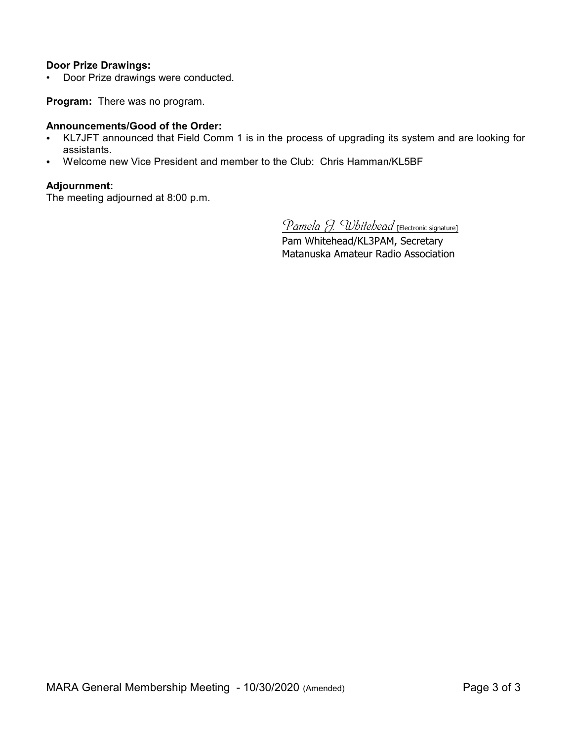**Door Prize Drawings:**

- Door Prize drawings were conducted.

**Program:** There was no program.

**Announcements/Good of the Order:**

- KL7JFT announced that Field Comm 1 is in the process of upgrading its system and are looking for assistants.
- Welcome new Vice President and member to the Club: Chris Hamman/KL5BF

**Adjournment:**

The meeting adjourned at 8:00 p.m.

*Pamela J. Whitehead* [Electronic signature]

Pam Whitehead/KL3PAM, Secretary
Matanuska Amateur Radio Association